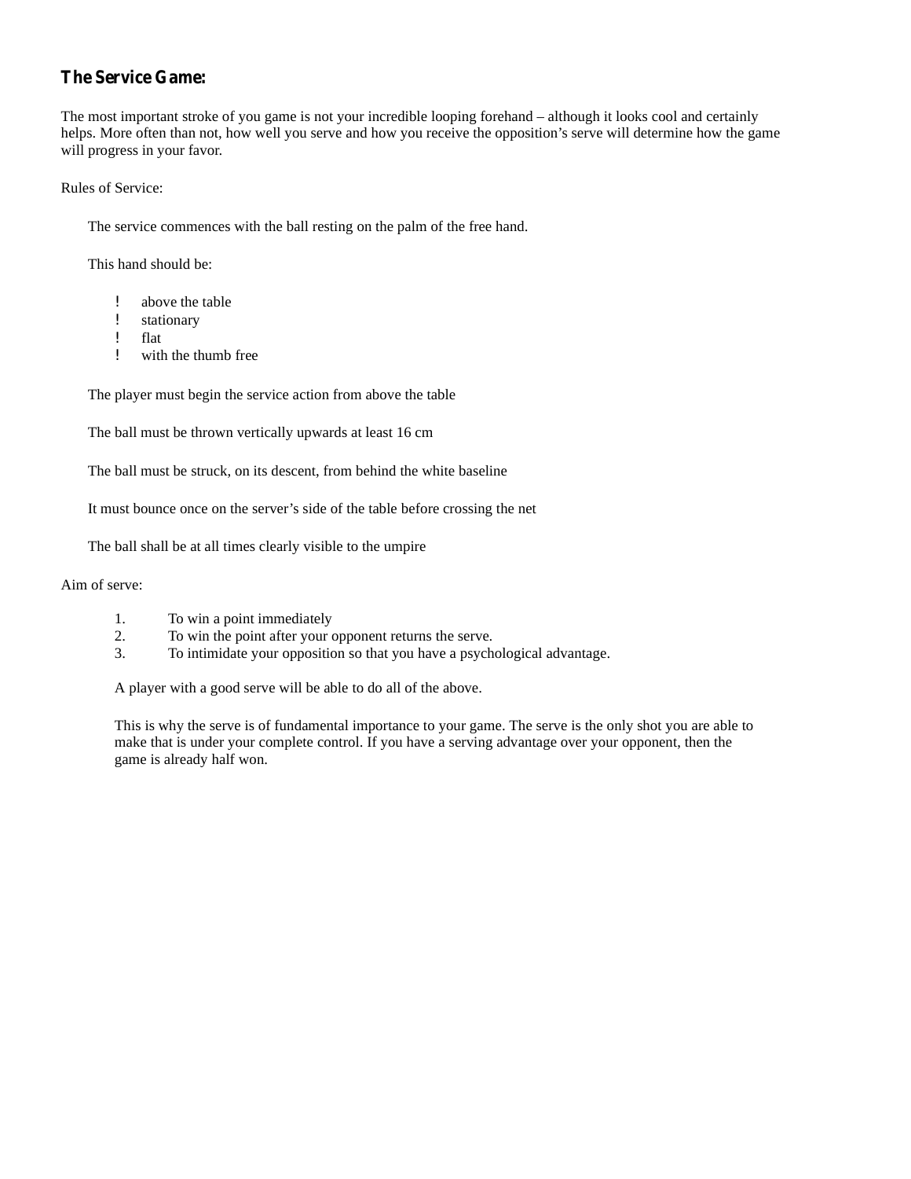## The Service Game:

The most important stroke of you game is not your incredible looping forehand – although it looks cool and certainly helps. More often than not, how well you serve and how you receive the opposition's serve will determine how the game will progress in your favor.

Rules of Service:

The service commences with the ball resting on the palm of the free hand.

This hand should be:

- above the table
- stationary
- flat
- with the thumb free

The player must begin the service action from above the table

The ball must be thrown vertically upwards at least 16 cm

The ball must be struck, on its descent, from behind the white baseline

It must bounce once on the server's side of the table before crossing the net

The ball shall be at all times clearly visible to the umpire

Aim of serve:

1. To win a point immediately
2. To win the point after your opponent returns the serve.
3. To intimidate your opposition so that you have a psychological advantage.

A player with a good serve will be able to do all of the above.

This is why the serve is of fundamental importance to your game. The serve is the only shot you are able to make that is under your complete control. If you have a serving advantage over your opponent, then the game is already half won.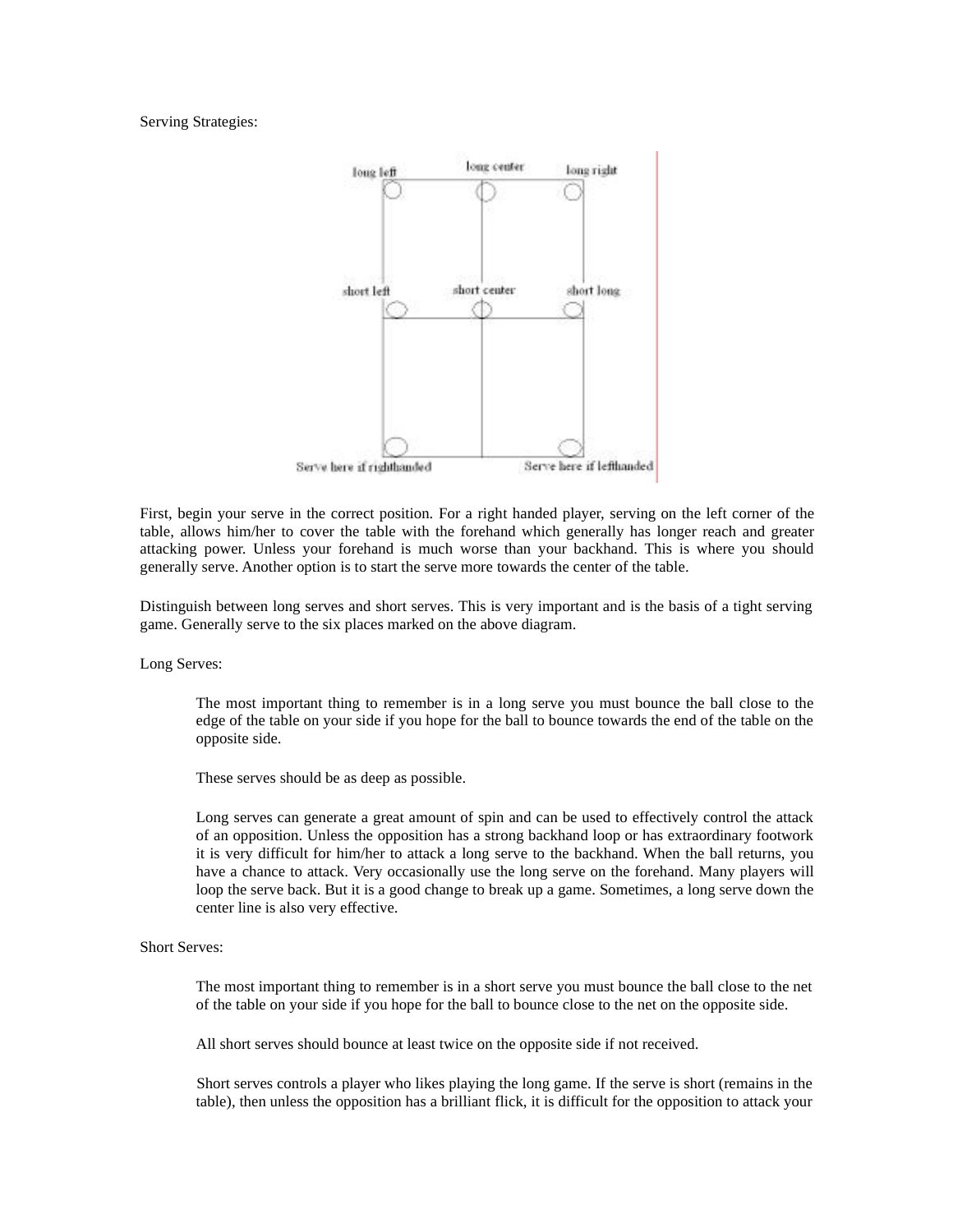Serving Strategies:

First, begin your serve in the correct position. For a right handed player, serving on the left corner of the table, allows him/her to cover the table with the forehand which generally has longer reach and greater attacking power. Unless your forehand is much worse than your backhand. This is where you should generally serve. Another option is to start the serve more towards the center of the table.

Distinguish between long serves and short serves. This is very important and is the basis of a tight serving game. Generally serve to the six places marked on the above diagram.

Long Serves:

> The most important thing to remember is in a long serve you must bounce the ball close to the edge of the table on your side if you hope for the ball to bounce towards the end of the table on the opposite side.
>
> These serves should be as deep as possible.
>
> Long serves can generate a great amount of spin and can be used to effectively control the attack of an opposition. Unless the opposition has a strong backhand loop or has extraordinary footwork it is very difficult for him/her to attack a long serve to the backhand. When the ball returns, you have a chance to attack. Very occasionally use the long serve on the forehand. Many players will loop the serve back. But it is a good change to break up a game. Sometimes, a long serve down the center line is also very effective.

Short Serves:

> The most important thing to remember is in a short serve you must bounce the ball close to the net of the table on your side if you hope for the ball to bounce close to the net on the opposite side.
>
> All short serves should bounce at least twice on the opposite side if not received.
>
> Short serves controls a player who likes playing the long game. If the serve is short (remains in the table), then unless the opposition has a brilliant flick, it is difficult for the opposition to attack your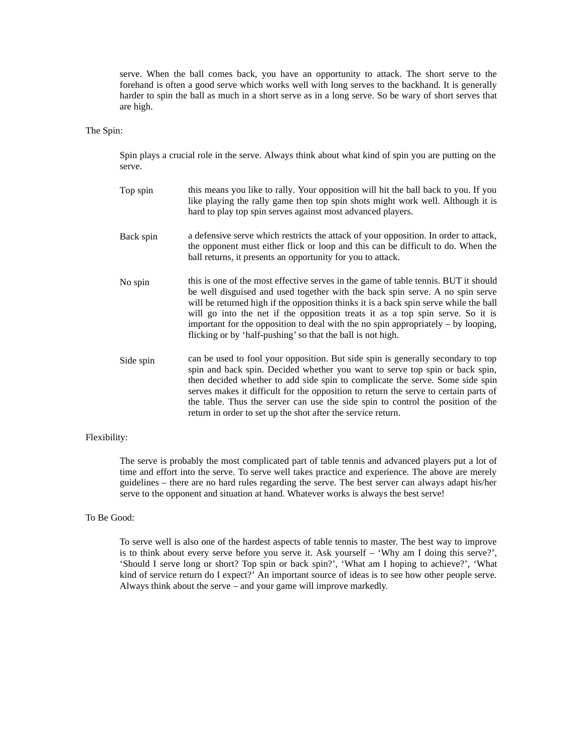serve. When the ball comes back, you have an opportunity to attack. The short serve to the forehand is often a good serve which works well with long serves to the backhand. It is generally harder to spin the ball as much in a short serve as in a long serve. So be wary of short serves that are high.

## The Spin:

Spin plays a crucial role in the serve. Always think about what kind of spin you are putting on the serve.

**Top spin** – this means you like to rally. Your opposition will hit the ball back to you. If you like playing the rally game then top spin shots might work well. Although it is hard to play top spin serves against most advanced players.

**Back spin** – a defensive serve which restricts the attack of your opposition. In order to attack, the opponent must either flick or loop and this can be difficult to do. When the ball returns, it presents an opportunity for you to attack.

**No spin** – this is one of the most effective serves in the game of table tennis. BUT it should be well disguised and used together with the back spin serve. A no spin serve will be returned high if the opposition thinks it is a back spin serve while the ball will go into the net if the opposition treats it as a top spin serve. So it is important for the opposition to deal with the no spin appropriately – by looping, flicking or by 'half-pushing' so that the ball is not high.

**Side spin** – can be used to fool your opposition. But side spin is generally secondary to top spin and back spin. Decided whether you want to serve top spin or back spin, then decided whether to add side spin to complicate the serve. Some side spin serves makes it difficult for the opposition to return the serve to certain parts of the table. Thus the server can use the side spin to control the position of the return in order to set up the shot after the service return.

## Flexibility:

The serve is probably the most complicated part of table tennis and advanced players put a lot of time and effort into the serve. To serve well takes practice and experience. The above are merely guidelines – there are no hard rules regarding the serve. The best server can always adapt his/her serve to the opponent and situation at hand. Whatever works is always the best serve!

## To Be Good:

To serve well is also one of the hardest aspects of table tennis to master. The best way to improve is to think about every serve before you serve it. Ask yourself – 'Why am I doing this serve?', 'Should I serve long or short? Top spin or back spin?', 'What am I hoping to achieve?', 'What kind of service return do I expect?' An important source of ideas is to see how other people serve. Always think about the serve – and your game will improve markedly.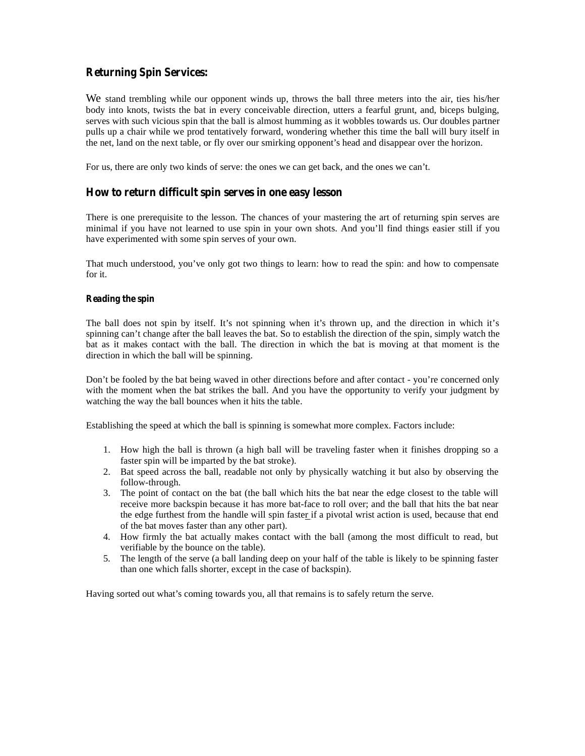## Returning Spin Services:

We stand trembling while our opponent winds up, throws the ball three meters into the air, ties his/her body into knots, twists the bat in every conceivable direction, utters a fearful grunt, and, biceps bulging, serves with such vicious spin that the ball is almost humming as it wobbles towards us. Our doubles partner pulls up a chair while we prod tentatively forward, wondering whether this time the ball will bury itself in the net, land on the next table, or fly over our smirking opponent's head and disappear over the horizon.

For us, there are only two kinds of serve: the ones we can get back, and the ones we can't.

## How to return difficult spin serves in one easy lesson

There is one prerequisite to the lesson. The chances of your mastering the art of returning spin serves are minimal if you have not learned to use spin in your own shots. And you'll find things easier still if you have experimented with some spin serves of your own.

That much understood, you've only got two things to learn: how to read the spin: and how to compensate for it.

### Reading the spin

The ball does not spin by itself. It's not spinning when it's thrown up, and the direction in which it's spinning can't change after the ball leaves the bat. So to establish the direction of the spin, simply watch the bat as it makes contact with the ball. The direction in which the bat is moving at that moment is the direction in which the ball will be spinning.

Don't be fooled by the bat being waved in other directions before and after contact - you're concerned only with the moment when the bat strikes the ball. And you have the opportunity to verify your judgment by watching the way the ball bounces when it hits the table.

Establishing the speed at which the ball is spinning is somewhat more complex. Factors include:

1. How high the ball is thrown (a high ball will be traveling faster when it finishes dropping so a faster spin will be imparted by the bat stroke).
2. Bat speed across the ball, readable not only by physically watching it but also by observing the follow-through.
3. The point of contact on the bat (the ball which hits the bat near the edge closest to the table will receive more backspin because it has more bat-face to roll over; and the ball that hits the bat near the edge furthest from the handle will spin faster if a pivotal wrist action is used, because that end of the bat moves faster than any other part).
4. How firmly the bat actually makes contact with the ball (among the most difficult to read, but verifiable by the bounce on the table).
5. The length of the serve (a ball landing deep on your half of the table is likely to be spinning faster than one which falls shorter, except in the case of backspin).

Having sorted out what's coming towards you, all that remains is to safely return the serve.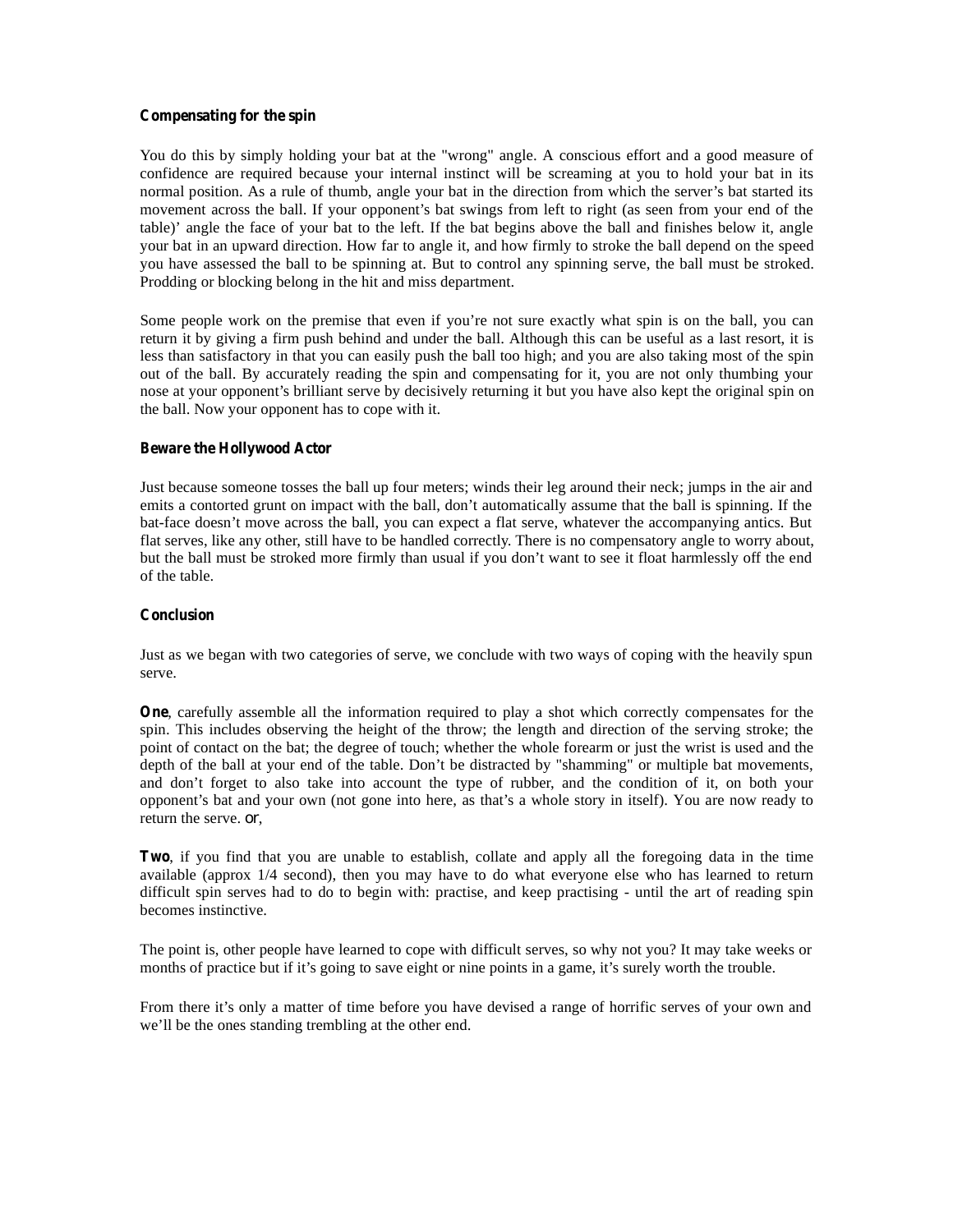**Compensating for the spin**

You do this by simply holding your bat at the "wrong" angle. A conscious effort and a good measure of confidence are required because your internal instinct will be screaming at you to hold your bat in its normal position. As a rule of thumb, angle your bat in the direction from which the server's bat started its movement across the ball. If your opponent's bat swings from left to right (as seen from your end of the table)' angle the face of your bat to the left. If the bat begins above the ball and finishes below it, angle your bat in an upward direction. How far to angle it, and how firmly to stroke the ball depend on the speed you have assessed the ball to be spinning at. But to control any spinning serve, the ball must be stroked. Prodding or blocking belong in the hit and miss department.

Some people work on the premise that even if you're not sure exactly what spin is on the ball, you can return it by giving a firm push behind and under the ball. Although this can be useful as a last resort, it is less than satisfactory in that you can easily push the ball too high; and you are also taking most of the spin out of the ball. By accurately reading the spin and compensating for it, you are not only thumbing your nose at your opponent's brilliant serve by decisively returning it but you have also kept the original spin on the ball. Now your opponent has to cope with it.

**Beware the Hollywood Actor**

Just because someone tosses the ball up four meters; winds their leg around their neck; jumps in the air and emits a contorted grunt on impact with the ball, don't automatically assume that the ball is spinning. If the bat-face doesn't move across the ball, you can expect a flat serve, whatever the accompanying antics. But flat serves, like any other, still have to be handled correctly. There is no compensatory angle to worry about, but the ball must be stroked more firmly than usual if you don't want to see it float harmlessly off the end of the table.

**Conclusion**

Just as we began with two categories of serve, we conclude with two ways of coping with the heavily spun serve.

**One**, carefully assemble all the information required to play a shot which correctly compensates for the spin. This includes observing the height of the throw; the length and direction of the serving stroke; the point of contact on the bat; the degree of touch; whether the whole forearm or just the wrist is used and the depth of the ball at your end of the table. Don't be distracted by "shamming" or multiple bat movements, and don't forget to also take into account the type of rubber, and the condition of it, on both your opponent's bat and your own (not gone into here, as that's a whole story in itself). You are now ready to return the serve. or,

**Two**, if you find that you are unable to establish, collate and apply all the foregoing data in the time available (approx 1/4 second), then you may have to do what everyone else who has learned to return difficult spin serves had to do to begin with: practise, and keep practising - until the art of reading spin becomes instinctive.

The point is, other people have learned to cope with difficult serves, so why not you? It may take weeks or months of practice but if it's going to save eight or nine points in a game, it's surely worth the trouble.

From there it's only a matter of time before you have devised a range of horrific serves of your own and we'll be the ones standing trembling at the other end.